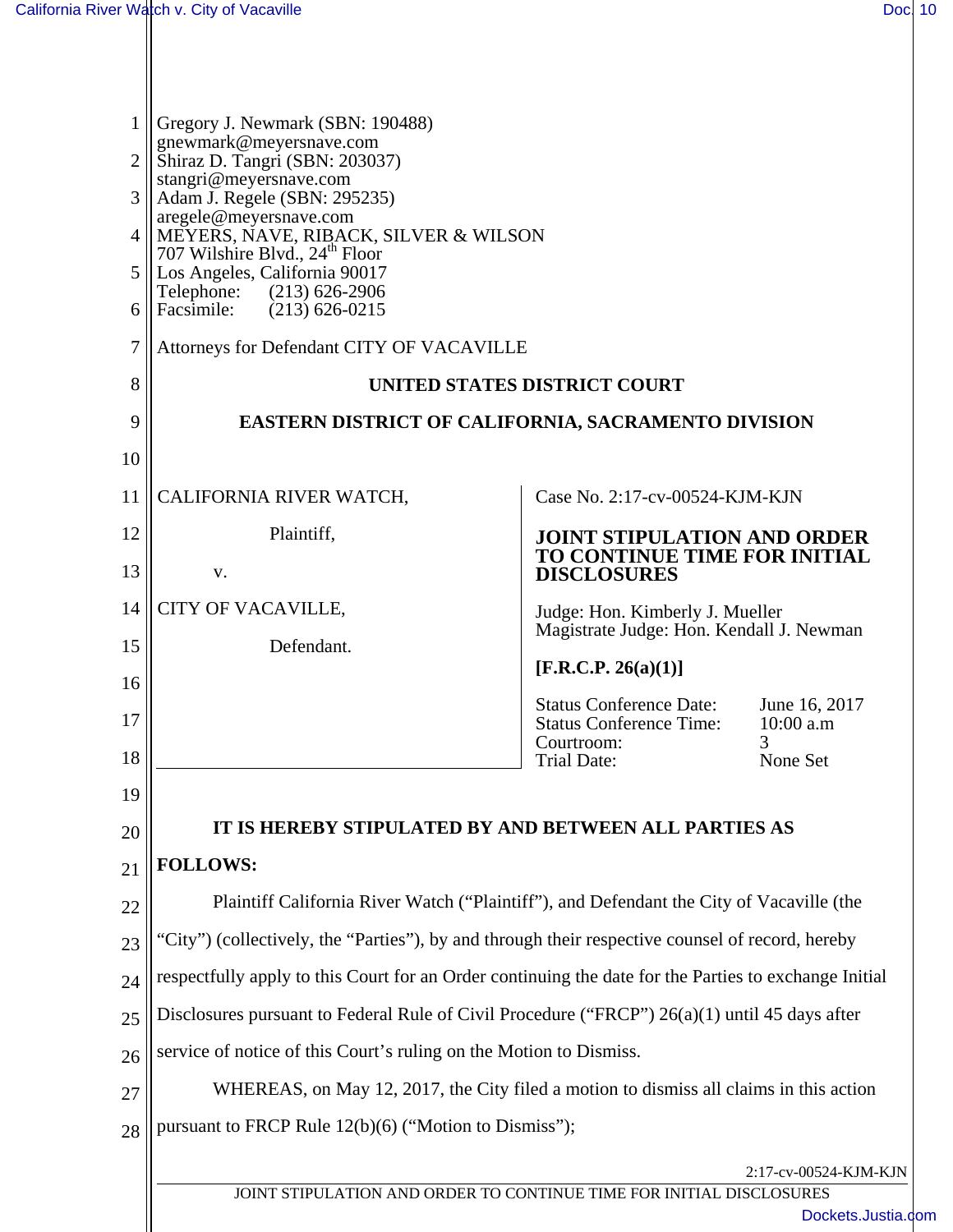Gregory J. Newmark (SBN: 190488)
gnewmark@meyersnave.com
Shiraz D. Tangri (SBN: 203037)
stangri@meyersnave.com
Adam J. Regele (SBN: 295235)
aregele@meyersnave.com
MEYERS, NAVE, RIBACK, SILVER & WILSON
707 Wilshire Blvd., 24th Floor
Los Angeles, California 90017
Telephone: (213) 626-2906
Facsimile: (213) 626-0215

Attorneys for Defendant CITY OF VACAVILLE

**UNITED STATES DISTRICT COURT**

**EASTERN DISTRICT OF CALIFORNIA, SACRAMENTO DIVISION**

CALIFORNIA RIVER WATCH,

Plaintiff,

v.

CITY OF VACAVILLE,

Defendant.

Case No. 2:17-cv-00524-KJM-KJN

**JOINT STIPULATION AND ORDER TO CONTINUE TIME FOR INITIAL DISCLOSURES**

Judge: Hon. Kimberly J. Mueller
Magistrate Judge: Hon. Kendall J. Newman

**[F.R.C.P. 26(a)(1)]**

| | |
|---|---|
| Status Conference Date: | June 16, 2017 |
| Status Conference Time: | 10:00 a.m |
| Courtroom: | 3 |
| Trial Date: | None Set |

**IT IS HEREBY STIPULATED BY AND BETWEEN ALL PARTIES AS FOLLOWS:**

Plaintiff California River Watch ("Plaintiff"), and Defendant the City of Vacaville (the "City") (collectively, the "Parties"), by and through their respective counsel of record, hereby respectfully apply to this Court for an Order continuing the date for the Parties to exchange Initial Disclosures pursuant to Federal Rule of Civil Procedure ("FRCP") 26(a)(1) until 45 days after service of notice of this Court's ruling on the Motion to Dismiss.

WHEREAS, on May 12, 2017, the City filed a motion to dismiss all claims in this action pursuant to FRCP Rule 12(b)(6) ("Motion to Dismiss");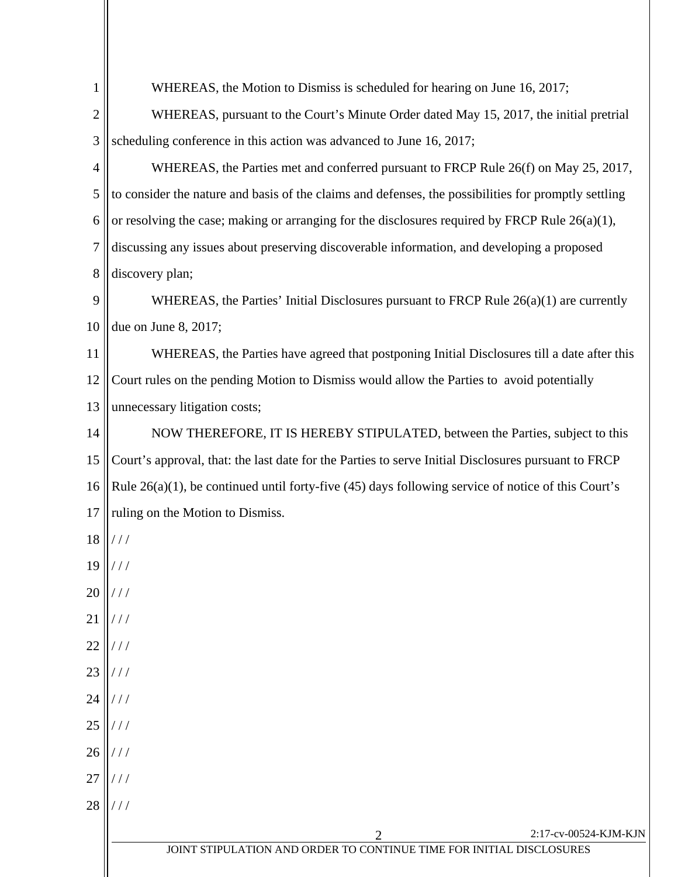WHEREAS, the Motion to Dismiss is scheduled for hearing on June 16, 2017;

WHEREAS, pursuant to the Court's Minute Order dated May 15, 2017, the initial pretrial scheduling conference in this action was advanced to June 16, 2017;

WHEREAS, the Parties met and conferred pursuant to FRCP Rule 26(f) on May 25, 2017, to consider the nature and basis of the claims and defenses, the possibilities for promptly settling or resolving the case; making or arranging for the disclosures required by FRCP Rule 26(a)(1), discussing any issues about preserving discoverable information, and developing a proposed discovery plan;

WHEREAS, the Parties' Initial Disclosures pursuant to FRCP Rule 26(a)(1) are currently due on June 8, 2017;

WHEREAS, the Parties have agreed that postponing Initial Disclosures till a date after this Court rules on the pending Motion to Dismiss would allow the Parties to avoid potentially unnecessary litigation costs;

NOW THEREFORE, IT IS HEREBY STIPULATED, between the Parties, subject to this Court's approval, that: the last date for the Parties to serve Initial Disclosures pursuant to FRCP Rule 26(a)(1), be continued until forty-five (45) days following service of notice of this Court's ruling on the Motion to Dismiss.

/ / /

/ / /

/ / /

/ / /

/ / /

/ / /

/ / /

/ / /

/ / /

/ / /

/ / /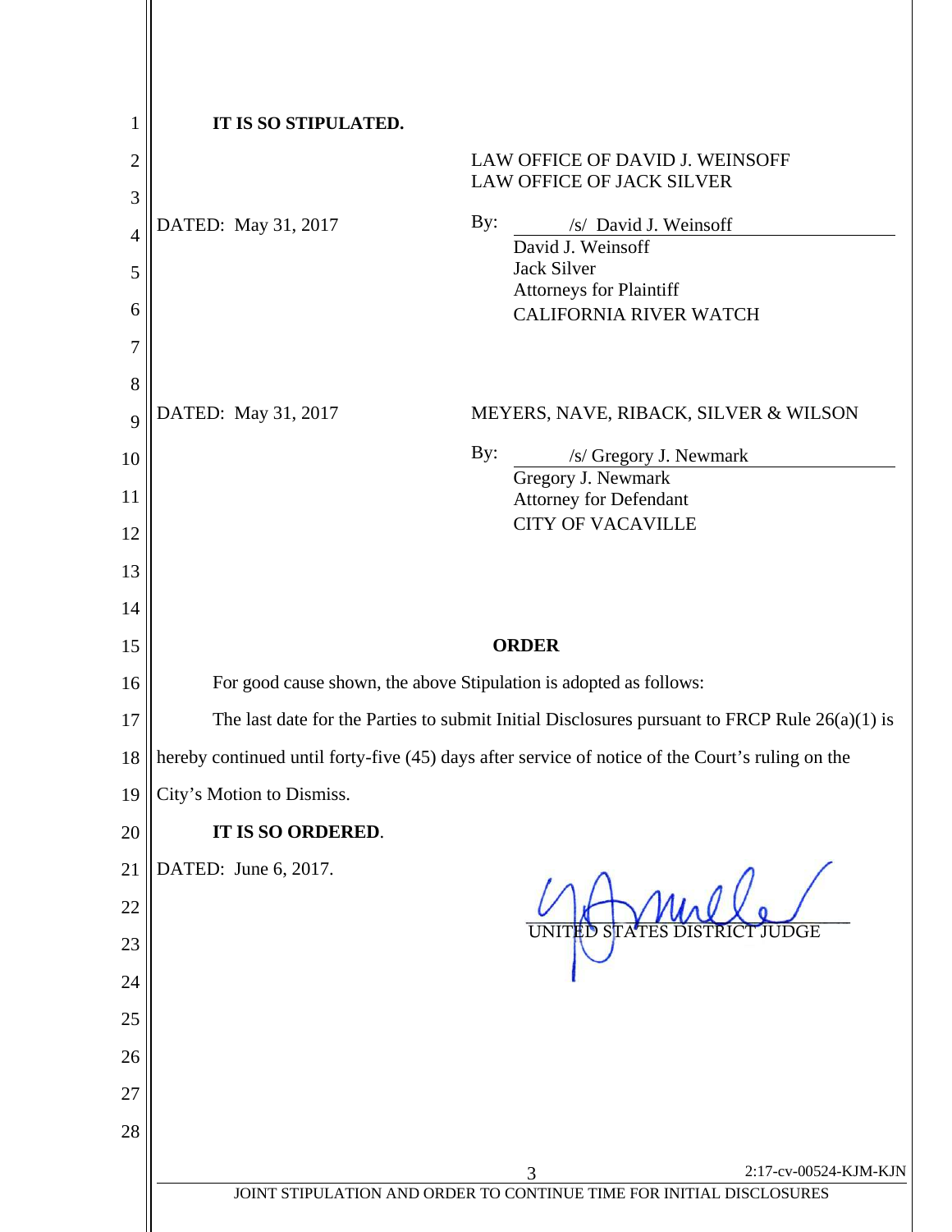**IT IS SO STIPULATED.**

DATED: May 31, 2017

LAW OFFICE OF DAVID J. WEINSOFF
LAW OFFICE OF JACK SILVER

By: /s/ David J. Weinsoff
David J. Weinsoff
Jack Silver
Attorneys for Plaintiff
CALIFORNIA RIVER WATCH

DATED: May 31, 2017

MEYERS, NAVE, RIBACK, SILVER & WILSON

By: /s/ Gregory J. Newmark
Gregory J. Newmark
Attorney for Defendant
CITY OF VACAVILLE

**ORDER**

For good cause shown, the above Stipulation is adopted as follows:

The last date for the Parties to submit Initial Disclosures pursuant to FRCP Rule 26(a)(1) is hereby continued until forty-five (45) days after service of notice of the Court's ruling on the City's Motion to Dismiss.

**IT IS SO ORDERED**.

DATED: June 6, 2017.

UNITED STATES DISTRICT JUDGE

2:17-cv-00524-KJM-KJN

JOINT STIPULATION AND ORDER TO CONTINUE TIME FOR INITIAL DISCLOSURES